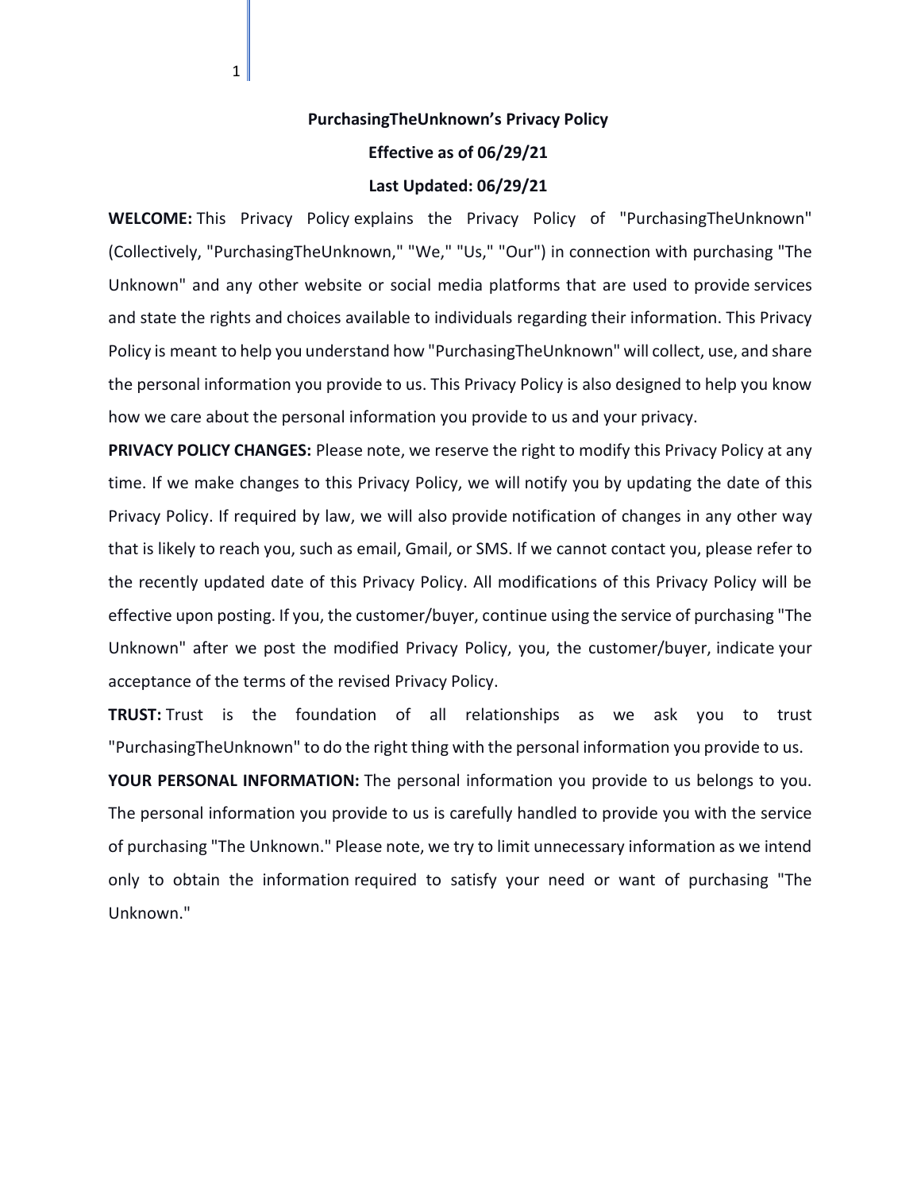# PurchasingTheUnknown's Privacy Policy

**Effective as of 06/29/21**

**Last Updated: 06/29/21**

**WELCOME:** This Privacy Policy explains the Privacy Policy of "PurchasingTheUnknown" (Collectively, "PurchasingTheUnknown," "We," "Us," "Our") in connection with purchasing "The Unknown" and any other website or social media platforms that are used to provide services and state the rights and choices available to individuals regarding their information. This Privacy Policy is meant to help you understand how "PurchasingTheUnknown" will collect, use, and share the personal information you provide to us. This Privacy Policy is also designed to help you know how we care about the personal information you provide to us and your privacy.

**PRIVACY POLICY CHANGES:** Please note, we reserve the right to modify this Privacy Policy at any time. If we make changes to this Privacy Policy, we will notify you by updating the date of this Privacy Policy. If required by law, we will also provide notification of changes in any other way that is likely to reach you, such as email, Gmail, or SMS. If we cannot contact you, please refer to the recently updated date of this Privacy Policy. All modifications of this Privacy Policy will be effective upon posting. If you, the customer/buyer, continue using the service of purchasing "The Unknown" after we post the modified Privacy Policy, you, the customer/buyer, indicate your acceptance of the terms of the revised Privacy Policy.

**TRUST:** Trust is the foundation of all relationships as we ask you to trust "PurchasingTheUnknown" to do the right thing with the personal information you provide to us.

**YOUR PERSONAL INFORMATION:** The personal information you provide to us belongs to you. The personal information you provide to us is carefully handled to provide you with the service of purchasing "The Unknown." Please note, we try to limit unnecessary information as we intend only to obtain the information required to satisfy your need or want of purchasing "The Unknown."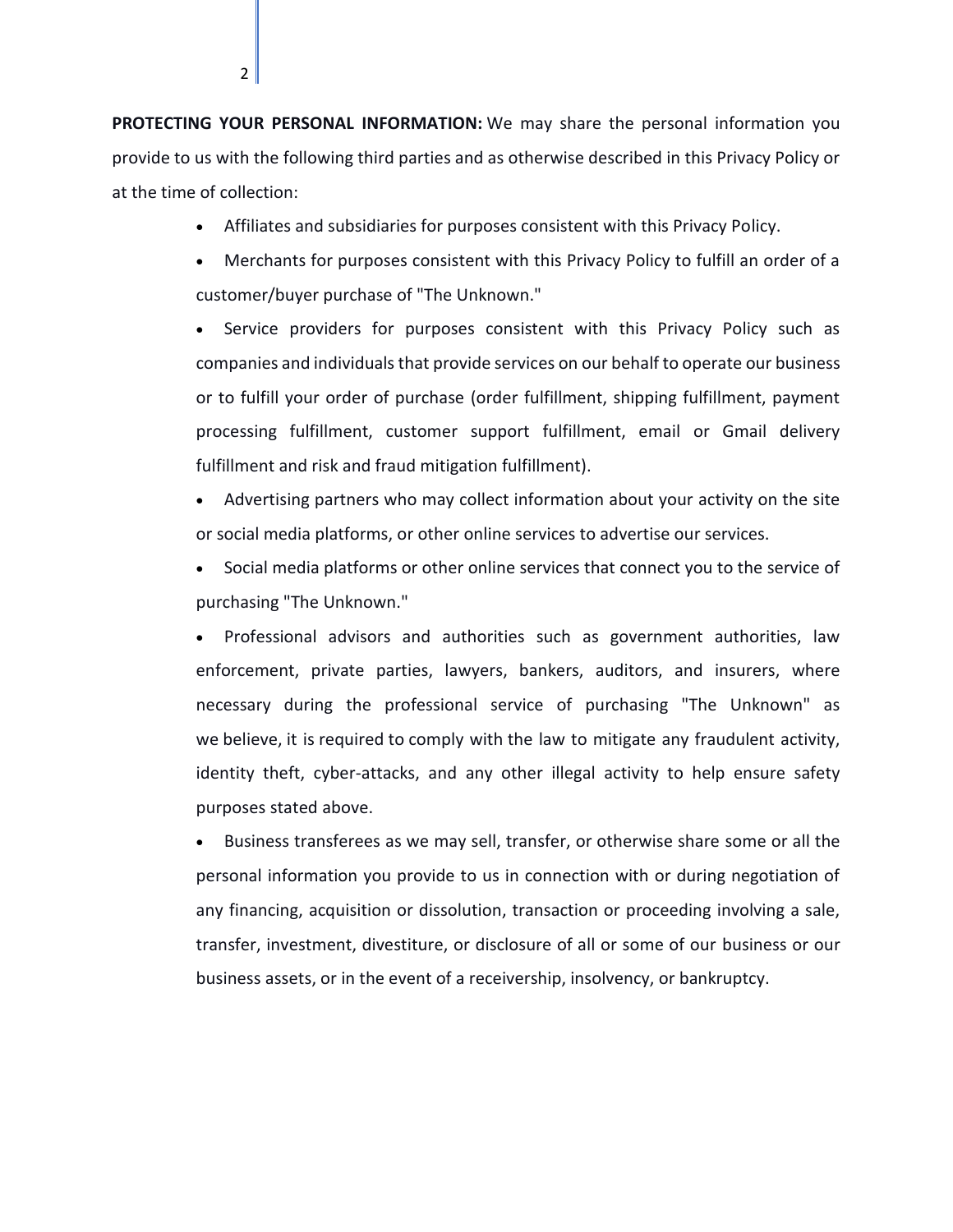**PROTECTING YOUR PERSONAL INFORMATION:** We may share the personal information you provide to us with the following third parties and as otherwise described in this Privacy Policy or at the time of collection:

- Affiliates and subsidiaries for purposes consistent with this Privacy Policy.
- Merchants for purposes consistent with this Privacy Policy to fulfill an order of a customer/buyer purchase of "The Unknown."
- Service providers for purposes consistent with this Privacy Policy such as companies and individuals that provide services on our behalf to operate our business or to fulfill your order of purchase (order fulfillment, shipping fulfillment, payment processing fulfillment, customer support fulfillment, email or Gmail delivery fulfillment and risk and fraud mitigation fulfillment).
- Advertising partners who may collect information about your activity on the site or social media platforms, or other online services to advertise our services.
- Social media platforms or other online services that connect you to the service of purchasing "The Unknown."
- Professional advisors and authorities such as government authorities, law enforcement, private parties, lawyers, bankers, auditors, and insurers, where necessary during the professional service of purchasing "The Unknown" as we believe, it is required to comply with the law to mitigate any fraudulent activity, identity theft, cyber-attacks, and any other illegal activity to help ensure safety purposes stated above.
- Business transferees as we may sell, transfer, or otherwise share some or all the personal information you provide to us in connection with or during negotiation of any financing, acquisition or dissolution, transaction or proceeding involving a sale, transfer, investment, divestiture, or disclosure of all or some of our business or our business assets, or in the event of a receivership, insolvency, or bankruptcy.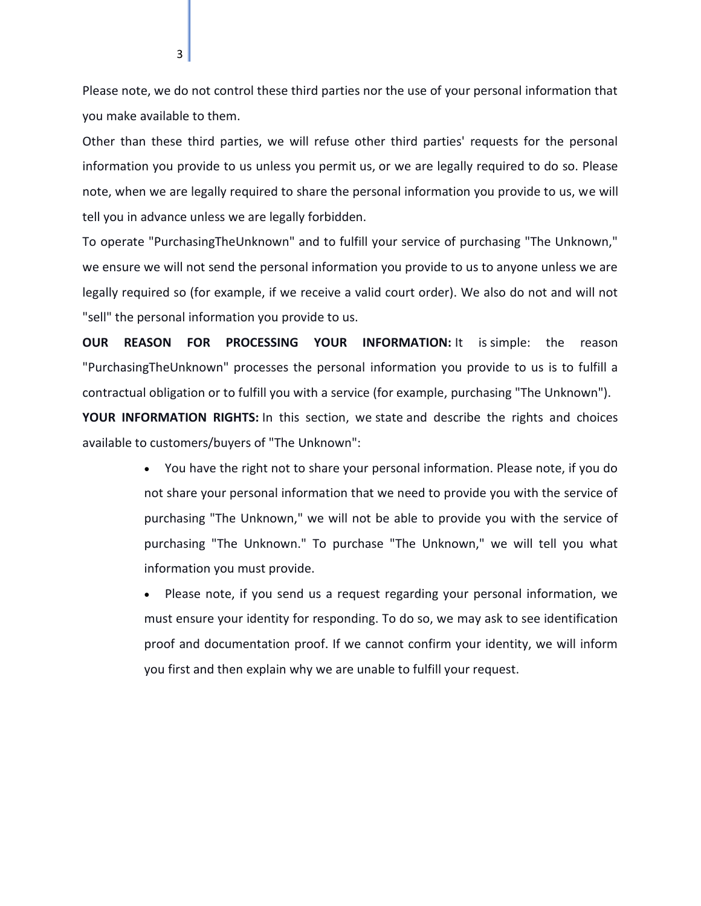Please note, we do not control these third parties nor the use of your personal information that you make available to them.

Other than these third parties, we will refuse other third parties' requests for the personal information you provide to us unless you permit us, or we are legally required to do so. Please note, when we are legally required to share the personal information you provide to us, we will tell you in advance unless we are legally forbidden.

To operate "PurchasingTheUnknown" and to fulfill your service of purchasing "The Unknown," we ensure we will not send the personal information you provide to us to anyone unless we are legally required so (for example, if we receive a valid court order). We also do not and will not "sell" the personal information you provide to us.

**OUR REASON FOR PROCESSING YOUR INFORMATION:** It is simple: the reason "PurchasingTheUnknown" processes the personal information you provide to us is to fulfill a contractual obligation or to fulfill you with a service (for example, purchasing "The Unknown").

**YOUR INFORMATION RIGHTS:** In this section, we state and describe the rights and choices available to customers/buyers of "The Unknown":

- You have the right not to share your personal information. Please note, if you do not share your personal information that we need to provide you with the service of purchasing "The Unknown," we will not be able to provide you with the service of purchasing "The Unknown." To purchase "The Unknown," we will tell you what information you must provide.
- Please note, if you send us a request regarding your personal information, we must ensure your identity for responding. To do so, we may ask to see identification proof and documentation proof. If we cannot confirm your identity, we will inform you first and then explain why we are unable to fulfill your request.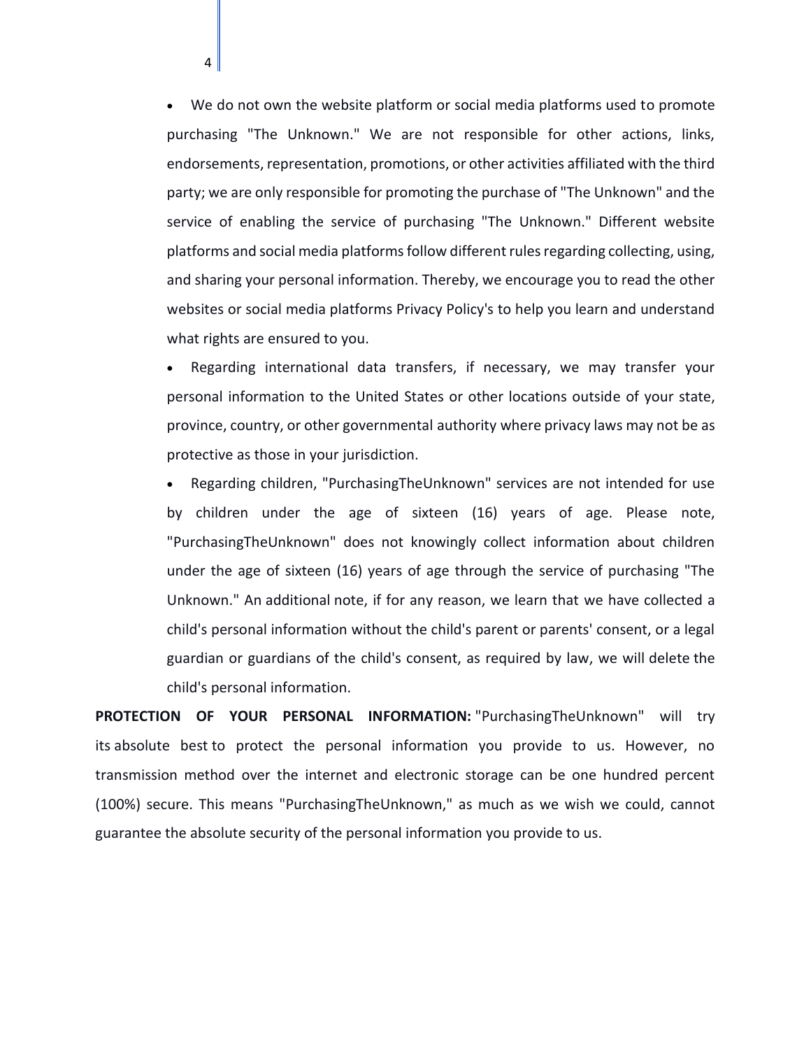- We do not own the website platform or social media platforms used to promote purchasing "The Unknown." We are not responsible for other actions, links, endorsements, representation, promotions, or other activities affiliated with the third party; we are only responsible for promoting the purchase of "The Unknown" and the service of enabling the service of purchasing "The Unknown." Different website platforms and social media platforms follow different rules regarding collecting, using, and sharing your personal information. Thereby, we encourage you to read the other websites or social media platforms Privacy Policy's to help you learn and understand what rights are ensured to you.
- Regarding international data transfers, if necessary, we may transfer your personal information to the United States or other locations outside of your state, province, country, or other governmental authority where privacy laws may not be as protective as those in your jurisdiction.
- Regarding children, "PurchasingTheUnknown" services are not intended for use by children under the age of sixteen (16) years of age. Please note, "PurchasingTheUnknown" does not knowingly collect information about children under the age of sixteen (16) years of age through the service of purchasing "The Unknown." An additional note, if for any reason, we learn that we have collected a child's personal information without the child's parent or parents' consent, or a legal guardian or guardians of the child's consent, as required by law, we will delete the child's personal information.

**PROTECTION OF YOUR PERSONAL INFORMATION:** "PurchasingTheUnknown" will try its absolute best to protect the personal information you provide to us. However, no transmission method over the internet and electronic storage can be one hundred percent (100%) secure. This means "PurchasingTheUnknown," as much as we wish we could, cannot guarantee the absolute security of the personal information you provide to us.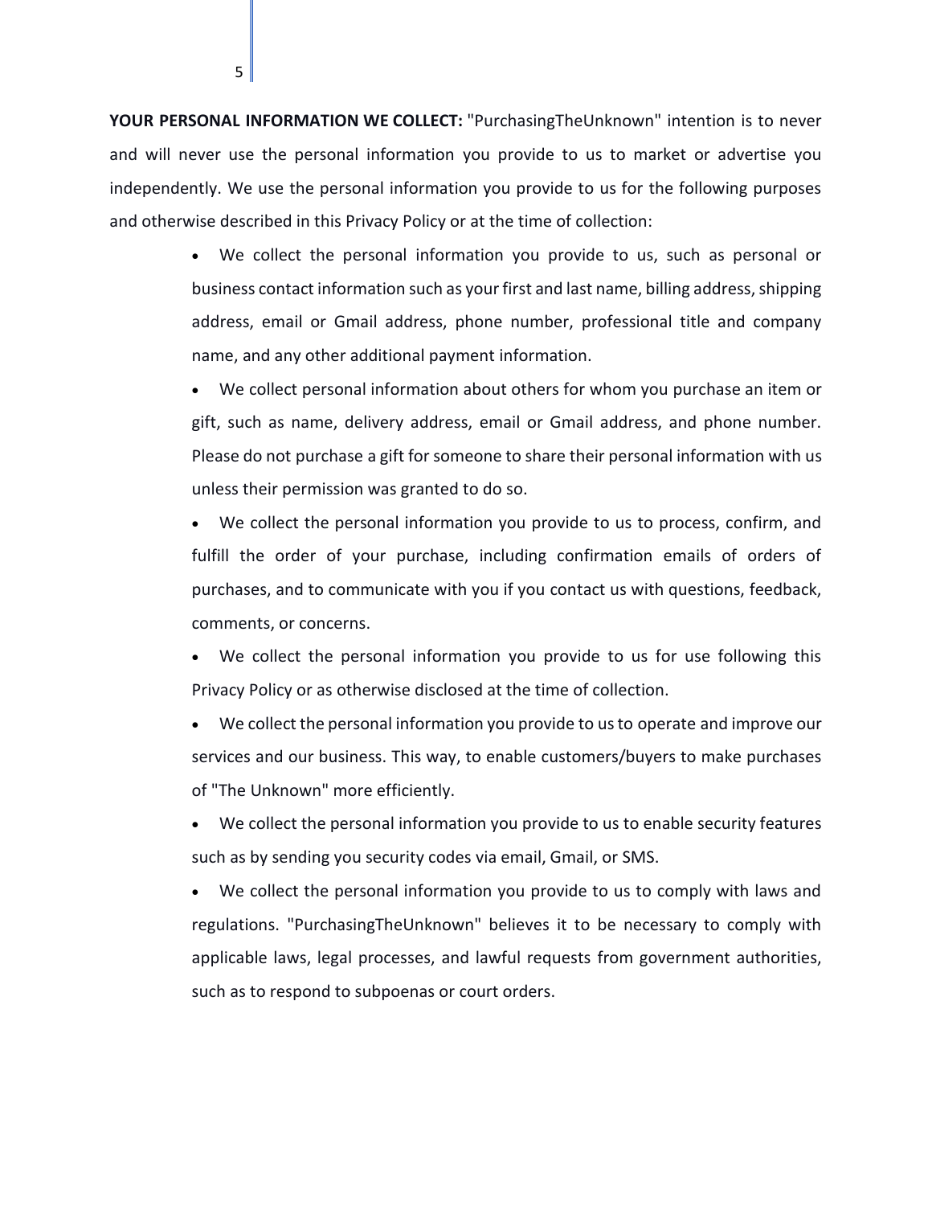**YOUR PERSONAL INFORMATION WE COLLECT:** "PurchasingTheUnknown" intention is to never and will never use the personal information you provide to us to market or advertise you independently. We use the personal information you provide to us for the following purposes and otherwise described in this Privacy Policy or at the time of collection:

- We collect the personal information you provide to us, such as personal or business contact information such as your first and last name, billing address, shipping address, email or Gmail address, phone number, professional title and company name, and any other additional payment information.
- We collect personal information about others for whom you purchase an item or gift, such as name, delivery address, email or Gmail address, and phone number. Please do not purchase a gift for someone to share their personal information with us unless their permission was granted to do so.
- We collect the personal information you provide to us to process, confirm, and fulfill the order of your purchase, including confirmation emails of orders of purchases, and to communicate with you if you contact us with questions, feedback, comments, or concerns.
- We collect the personal information you provide to us for use following this Privacy Policy or as otherwise disclosed at the time of collection.
- We collect the personal information you provide to us to operate and improve our services and our business. This way, to enable customers/buyers to make purchases of "The Unknown" more efficiently.
- We collect the personal information you provide to us to enable security features such as by sending you security codes via email, Gmail, or SMS.
- We collect the personal information you provide to us to comply with laws and regulations. "PurchasingTheUnknown" believes it to be necessary to comply with applicable laws, legal processes, and lawful requests from government authorities, such as to respond to subpoenas or court orders.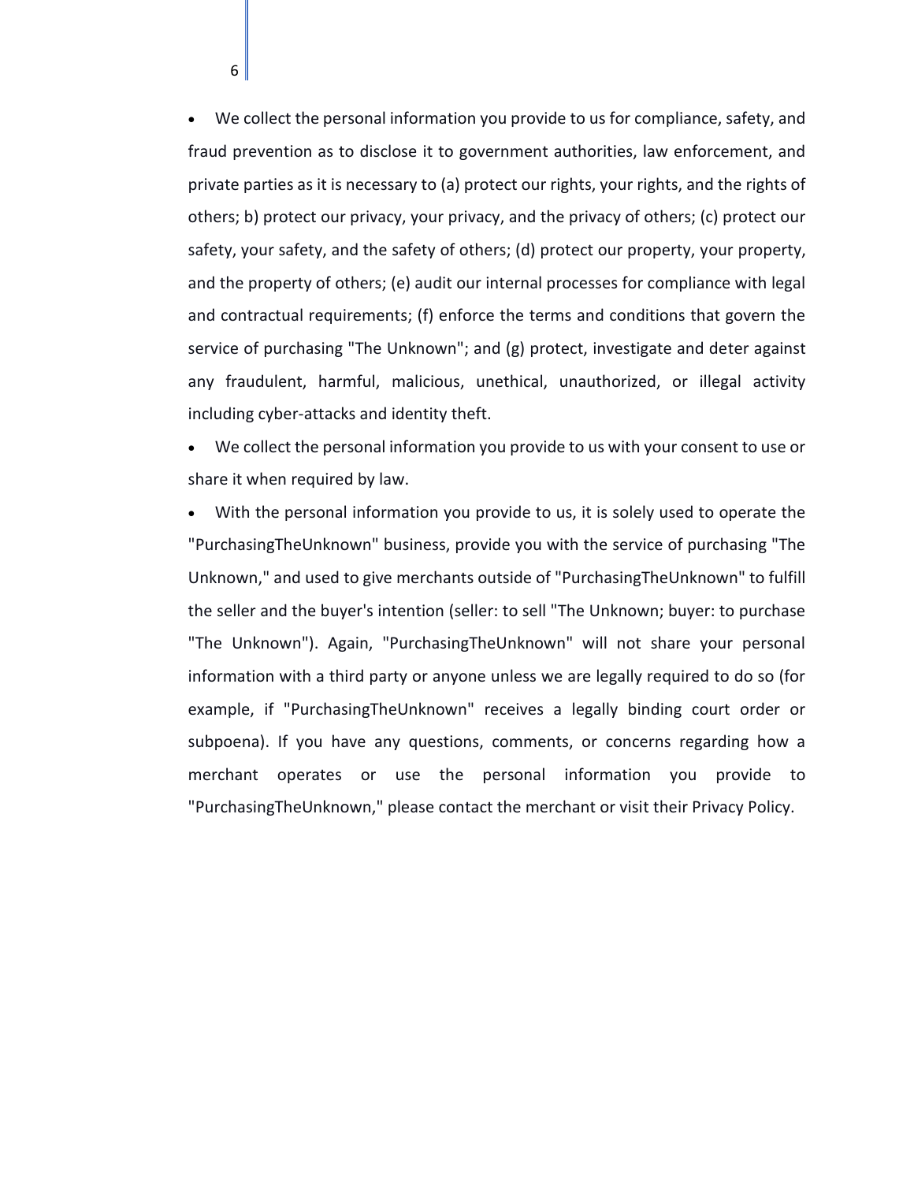- We collect the personal information you provide to us for compliance, safety, and fraud prevention as to disclose it to government authorities, law enforcement, and private parties as it is necessary to (a) protect our rights, your rights, and the rights of others; b) protect our privacy, your privacy, and the privacy of others; (c) protect our safety, your safety, and the safety of others; (d) protect our property, your property, and the property of others; (e) audit our internal processes for compliance with legal and contractual requirements; (f) enforce the terms and conditions that govern the service of purchasing "The Unknown"; and (g) protect, investigate and deter against any fraudulent, harmful, malicious, unethical, unauthorized, or illegal activity including cyber-attacks and identity theft.
- We collect the personal information you provide to us with your consent to use or share it when required by law.
- With the personal information you provide to us, it is solely used to operate the "PurchasingTheUnknown" business, provide you with the service of purchasing "The Unknown," and used to give merchants outside of "PurchasingTheUnknown" to fulfill the seller and the buyer's intention (seller: to sell "The Unknown; buyer: to purchase "The Unknown"). Again, "PurchasingTheUnknown" will not share your personal information with a third party or anyone unless we are legally required to do so (for example, if "PurchasingTheUnknown" receives a legally binding court order or subpoena). If you have any questions, comments, or concerns regarding how a merchant operates or use the personal information you provide to "PurchasingTheUnknown," please contact the merchant or visit their Privacy Policy.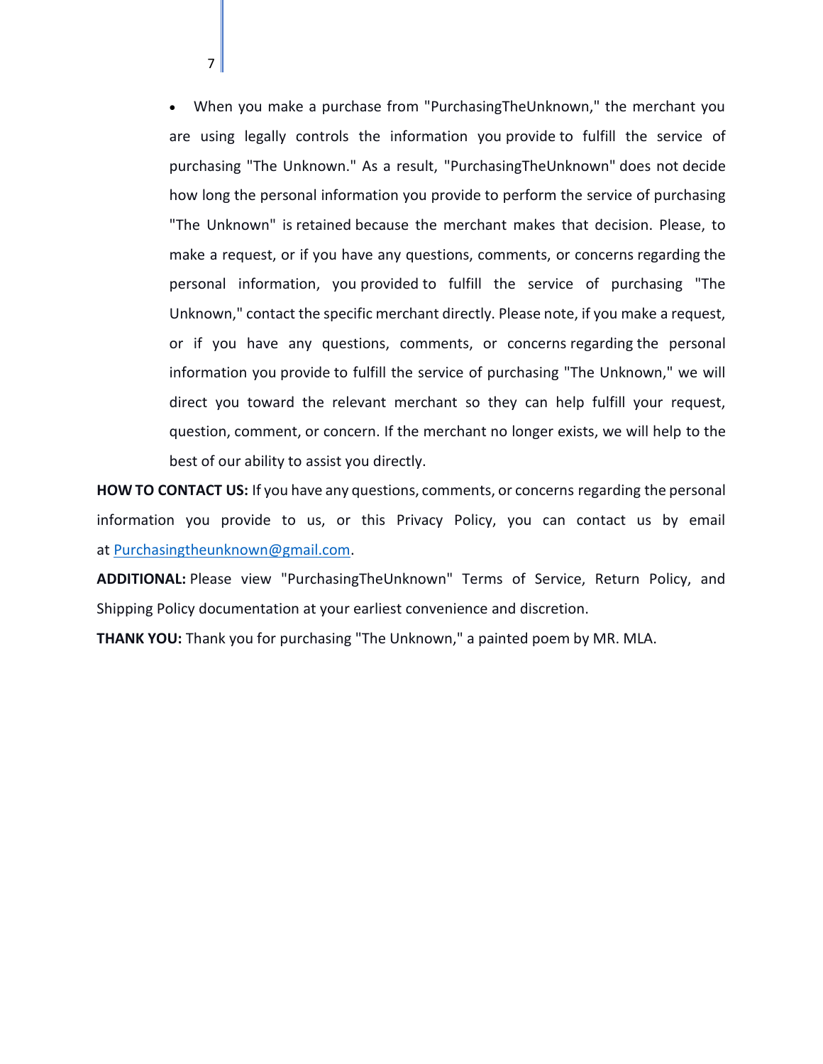- When you make a purchase from "PurchasingTheUnknown," the merchant you are using legally controls the information you provide to fulfill the service of purchasing "The Unknown." As a result, "PurchasingTheUnknown" does not decide how long the personal information you provide to perform the service of purchasing "The Unknown" is retained because the merchant makes that decision. Please, to make a request, or if you have any questions, comments, or concerns regarding the personal information, you provided to fulfill the service of purchasing "The Unknown," contact the specific merchant directly. Please note, if you make a request, or if you have any questions, comments, or concerns regarding the personal information you provide to fulfill the service of purchasing "The Unknown," we will direct you toward the relevant merchant so they can help fulfill your request, question, comment, or concern. If the merchant no longer exists, we will help to the best of our ability to assist you directly.

**HOW TO CONTACT US:** If you have any questions, comments, or concerns regarding the personal information you provide to us, or this Privacy Policy, you can contact us by email at Purchasingtheunknown@gmail.com.

**ADDITIONAL:** Please view "PurchasingTheUnknown" Terms of Service, Return Policy, and Shipping Policy documentation at your earliest convenience and discretion.

**THANK YOU:** Thank you for purchasing "The Unknown," a painted poem by MR. MLA.